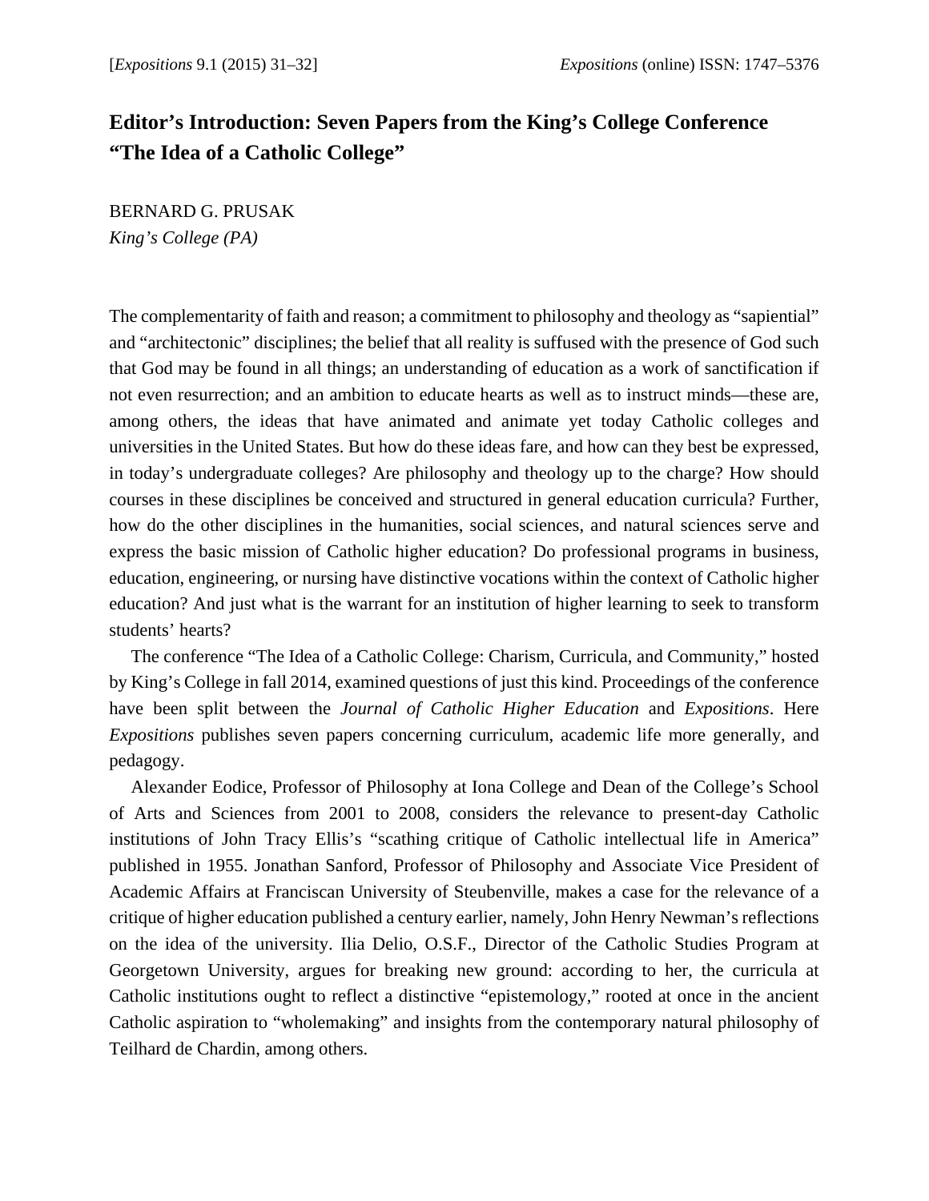# Editor's Introduction: Seven Papers from the King's College Conference "The Idea of a Catholic College"

BERNARD G. PRUSAK
*King's College (PA)*

The complementarity of faith and reason; a commitment to philosophy and theology as "sapiential" and "architectonic" disciplines; the belief that all reality is suffused with the presence of God such that God may be found in all things; an understanding of education as a work of sanctification if not even resurrection; and an ambition to educate hearts as well as to instruct minds—these are, among others, the ideas that have animated and animate yet today Catholic colleges and universities in the United States. But how do these ideas fare, and how can they best be expressed, in today's undergraduate colleges? Are philosophy and theology up to the charge? How should courses in these disciplines be conceived and structured in general education curricula? Further, how do the other disciplines in the humanities, social sciences, and natural sciences serve and express the basic mission of Catholic higher education? Do professional programs in business, education, engineering, or nursing have distinctive vocations within the context of Catholic higher education? And just what is the warrant for an institution of higher learning to seek to transform students' hearts?

The conference "The Idea of a Catholic College: Charism, Curricula, and Community," hosted by King's College in fall 2014, examined questions of just this kind. Proceedings of the conference have been split between the *Journal of Catholic Higher Education* and *Expositions*. Here *Expositions* publishes seven papers concerning curriculum, academic life more generally, and pedagogy.

Alexander Eodice, Professor of Philosophy at Iona College and Dean of the College's School of Arts and Sciences from 2001 to 2008, considers the relevance to present-day Catholic institutions of John Tracy Ellis's "scathing critique of Catholic intellectual life in America" published in 1955. Jonathan Sanford, Professor of Philosophy and Associate Vice President of Academic Affairs at Franciscan University of Steubenville, makes a case for the relevance of a critique of higher education published a century earlier, namely, John Henry Newman's reflections on the idea of the university. Ilia Delio, O.S.F., Director of the Catholic Studies Program at Georgetown University, argues for breaking new ground: according to her, the curricula at Catholic institutions ought to reflect a distinctive "epistemology," rooted at once in the ancient Catholic aspiration to "wholemaking" and insights from the contemporary natural philosophy of Teilhard de Chardin, among others.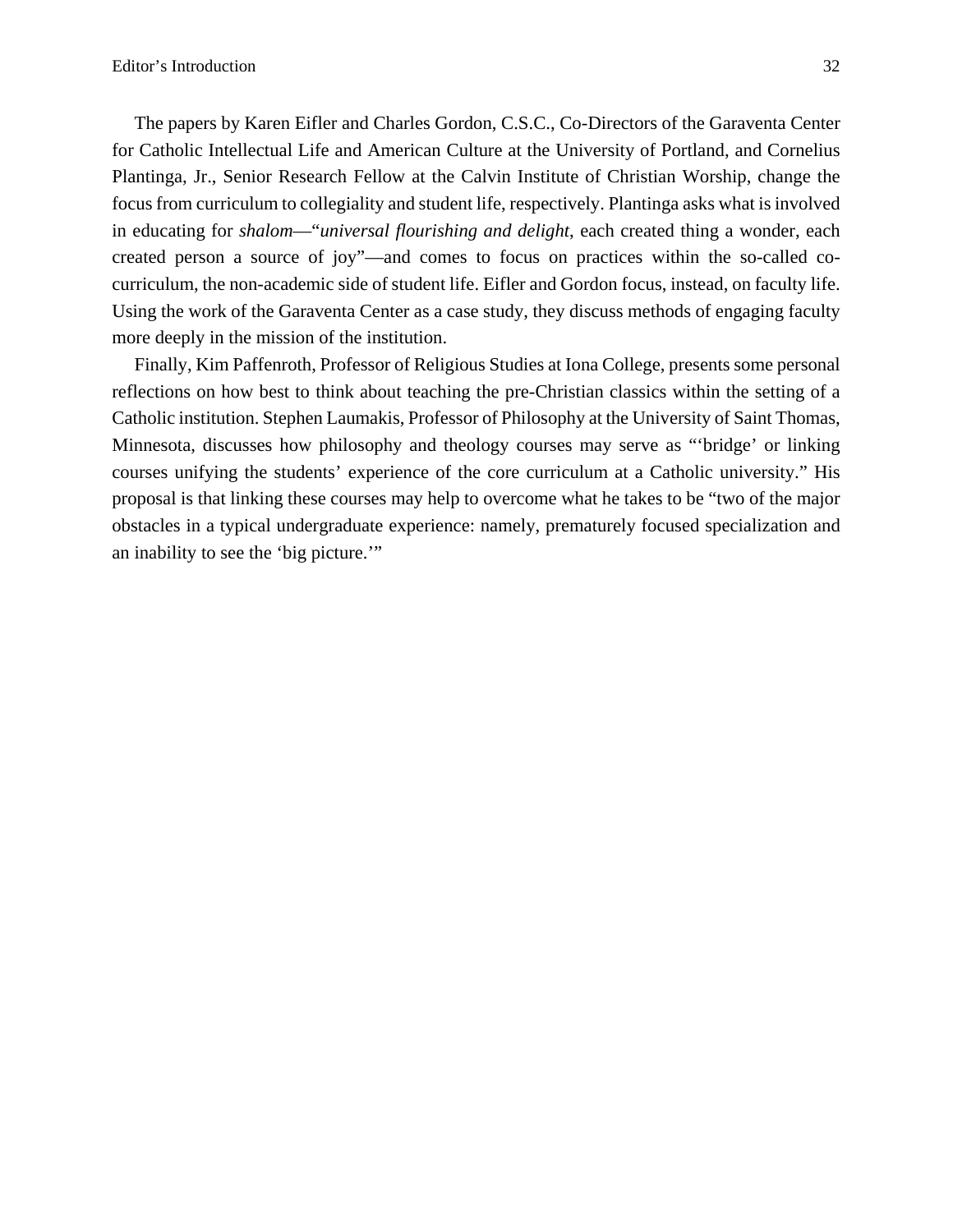The papers by Karen Eifler and Charles Gordon, C.S.C., Co-Directors of the Garaventa Center for Catholic Intellectual Life and American Culture at the University of Portland, and Cornelius Plantinga, Jr., Senior Research Fellow at the Calvin Institute of Christian Worship, change the focus from curriculum to collegiality and student life, respectively. Plantinga asks what is involved in educating for *shalom*—"*universal flourishing and delight*, each created thing a wonder, each created person a source of joy"—and comes to focus on practices within the so-called co-curriculum, the non-academic side of student life. Eifler and Gordon focus, instead, on faculty life. Using the work of the Garaventa Center as a case study, they discuss methods of engaging faculty more deeply in the mission of the institution.

Finally, Kim Paffenroth, Professor of Religious Studies at Iona College, presents some personal reflections on how best to think about teaching the pre-Christian classics within the setting of a Catholic institution. Stephen Laumakis, Professor of Philosophy at the University of Saint Thomas, Minnesota, discusses how philosophy and theology courses may serve as "'bridge' or linking courses unifying the students' experience of the core curriculum at a Catholic university." His proposal is that linking these courses may help to overcome what he takes to be "two of the major obstacles in a typical undergraduate experience: namely, prematurely focused specialization and an inability to see the 'big picture.'"